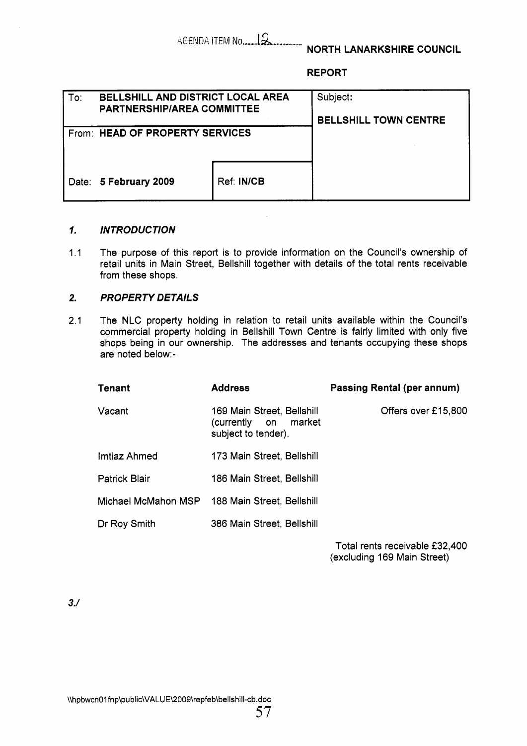AGENDA ITEM No. 12

**NORTH LANARKSHIRE COUNCIL**

**REPORT**

| To: **BELLSHILL AND DISTRICT LOCAL AREA PARTNERSHIP/AREA COMMITTEE** | | Subject: **BELLSHILL TOWN CENTRE** |
|---|---|---|
| From: **HEAD OF PROPERTY SERVICES** | | |
| Date: **5 February 2009** | Ref: **IN/CB** | |

## 1. *INTRODUCTION*

1.1 The purpose of this report is to provide information on the Council's ownership of retail units in Main Street, Bellshill together with details of the total rents receivable from these shops.

## 2. *PROPERTY DETAILS*

2.1 The NLC property holding in relation to retail units available within the Council's commercial property holding in Bellshill Town Centre is fairly limited with only five shops being in our ownership. The addresses and tenants occupying these shops are noted below:-

| Tenant | Address | Passing Rental (per annum) |
|---|---|---|
| Vacant | 169 Main Street, Bellshill (currently on market subject to tender). | Offers over £15,800 |
| Imtiaz Ahmed | 173 Main Street, Bellshill | |
| Patrick Blair | 186 Main Street, Bellshill | |
| Michael McMahon MSP | 188 Main Street, Bellshill | |
| Dr Roy Smith | 386 Main Street, Bellshill | |
| | | Total rents receivable £32,400 (excluding 169 Main Street) |

3./

\\hpbwcn01fnp\public\VALUE\2009\repfeb\bellshill-cb.doc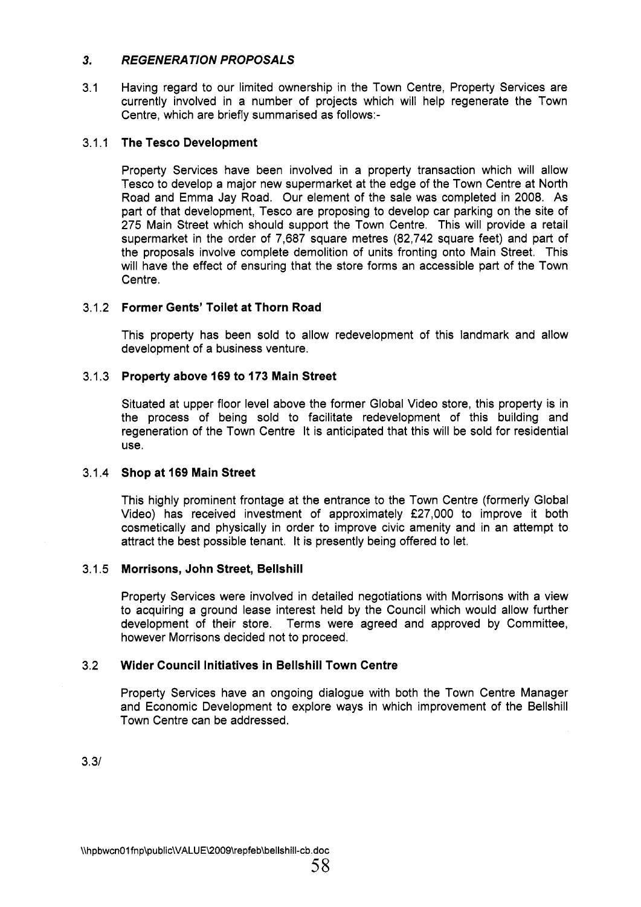## 3. *REGENERATION PROPOSALS*

3.1 Having regard to our limited ownership in the Town Centre, Property Services are currently involved in a number of projects which will help regenerate the Town Centre, which are briefly summarised as follows:-

### 3.1.1 The Tesco Development

Property Services have been involved in a property transaction which will allow Tesco to develop a major new supermarket at the edge of the Town Centre at North Road and Emma Jay Road. Our element of the sale was completed in 2008. As part of that development, Tesco are proposing to develop car parking on the site of 275 Main Street which should support the Town Centre. This will provide a retail supermarket in the order of 7,687 square metres (82,742 square feet) and part of the proposals involve complete demolition of units fronting onto Main Street. This will have the effect of ensuring that the store forms an accessible part of the Town Centre.

### 3.1.2 Former Gents' Toilet at Thorn Road

This property has been sold to allow redevelopment of this landmark and allow development of a business venture.

### 3.1.3 Property above 169 to 173 Main Street

Situated at upper floor level above the former Global Video store, this property is in the process of being sold to facilitate redevelopment of this building and regeneration of the Town Centre It is anticipated that this will be sold for residential use.

### 3.1.4 Shop at 169 Main Street

This highly prominent frontage at the entrance to the Town Centre (formerly Global Video) has received investment of approximately £27,000 to improve it both cosmetically and physically in order to improve civic amenity and in an attempt to attract the best possible tenant. It is presently being offered to let.

### 3.1.5 Morrisons, John Street, Bellshill

Property Services were involved in detailed negotiations with Morrisons with a view to acquiring a ground lease interest held by the Council which would allow further development of their store. Terms were agreed and approved by Committee, however Morrisons decided not to proceed.

### 3.2 Wider Council Initiatives in Bellshill Town Centre

Property Services have an ongoing dialogue with both the Town Centre Manager and Economic Development to explore ways in which improvement of the Bellshill Town Centre can be addressed.

3.3/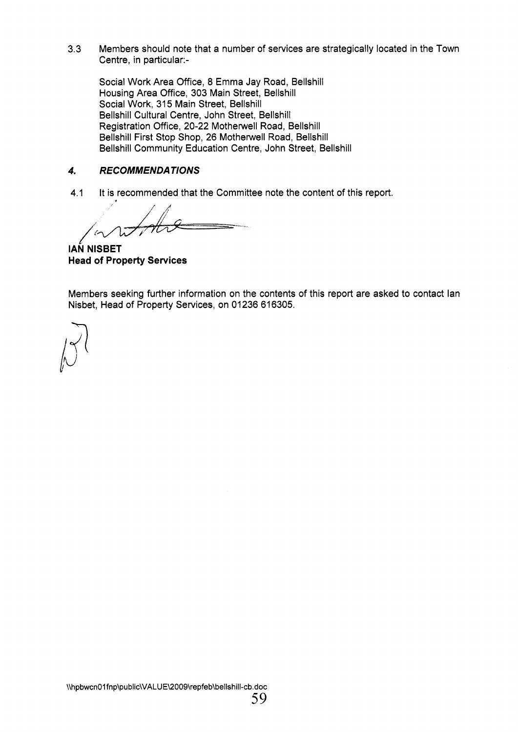3.3 Members should note that a number of services are strategically located in the Town Centre, in particular:-

Social Work Area Office, 8 Emma Jay Road, Bellshill
Housing Area Office, 303 Main Street, Bellshill
Social Work, 315 Main Street, Bellshill
Bellshill Cultural Centre, John Street, Bellshill
Registration Office, 20-22 Motherwell Road, Bellshill
Bellshill First Stop Shop, 26 Motherwell Road, Bellshill
Bellshill Community Education Centre, John Street, Bellshill

## 4. *RECOMMENDATIONS*

4.1 It is recommended that the Committee note the content of this report.

**IAN NISBET**
**Head of Property Services**

Members seeking further information on the contents of this report are asked to contact Ian Nisbet, Head of Property Services, on 01236 616305.

\\hpbwcn01fnp\public\VALUE\2009\repfeb\bellshill-cb.doc